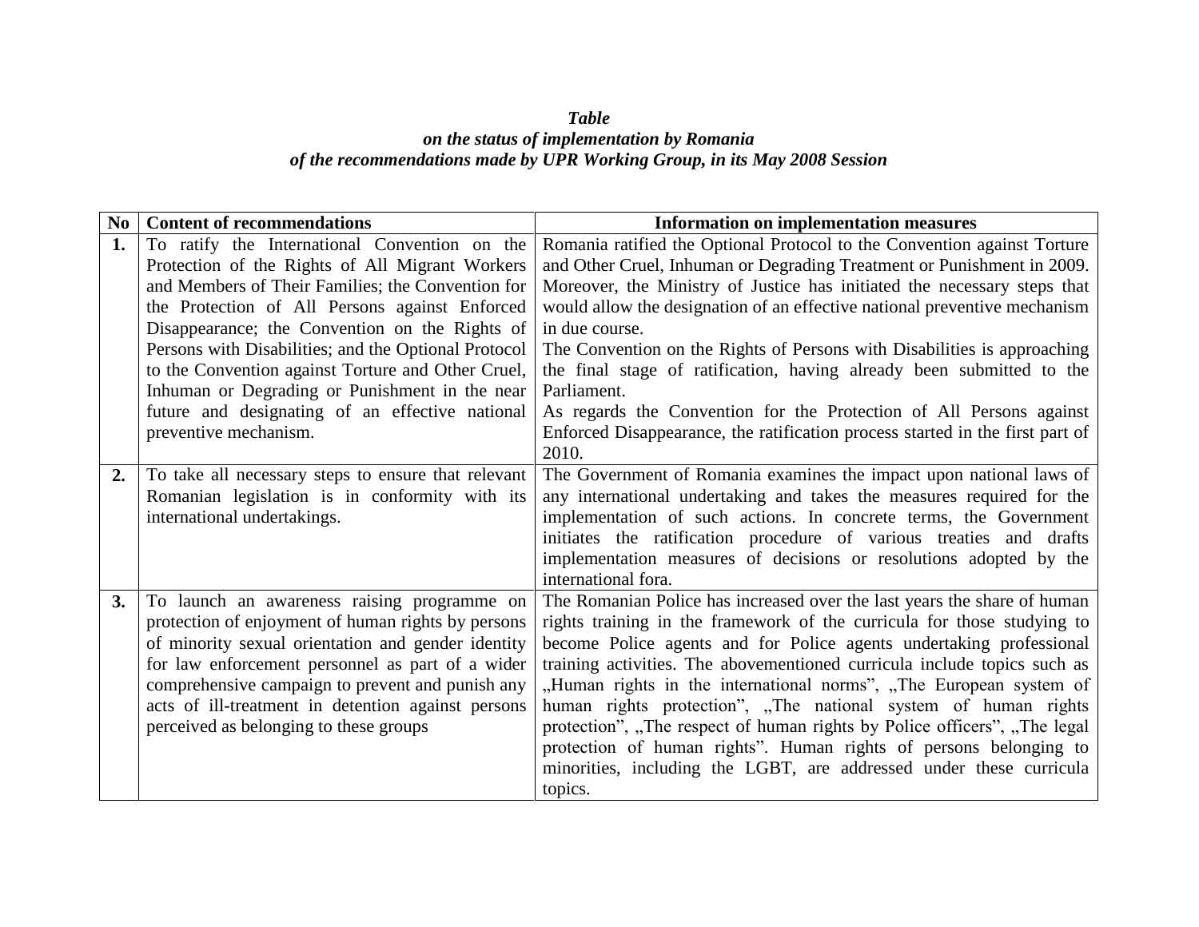***Table***
***on the status of implementation by Romania***
***of the recommendations made by UPR Working Group, in its May 2008 Session***

| No | Content of recommendations | Information on implementation measures |
|---|---|---|
| **1.** | To ratify the International Convention on the Protection of the Rights of All Migrant Workers and Members of Their Families; the Convention for the Protection of All Persons against Enforced Disappearance; the Convention on the Rights of Persons with Disabilities; and the Optional Protocol to the Convention against Torture and Other Cruel, Inhuman or Degrading or Punishment in the near future and designating of an effective national preventive mechanism. | Romania ratified the Optional Protocol to the Convention against Torture and Other Cruel, Inhuman or Degrading Treatment or Punishment in 2009. Moreover, the Ministry of Justice has initiated the necessary steps that would allow the designation of an effective national preventive mechanism in due course.<br>The Convention on the Rights of Persons with Disabilities is approaching the final stage of ratification, having already been submitted to the Parliament.<br>As regards the Convention for the Protection of All Persons against Enforced Disappearance, the ratification process started in the first part of 2010. |
| **2.** | To take all necessary steps to ensure that relevant Romanian legislation is in conformity with its international undertakings. | The Government of Romania examines the impact upon national laws of any international undertaking and takes the measures required for the implementation of such actions. In concrete terms, the Government initiates the ratification procedure of various treaties and drafts implementation measures of decisions or resolutions adopted by the international fora. |
| **3.** | To launch an awareness raising programme on protection of enjoyment of human rights by persons of minority sexual orientation and gender identity for law enforcement personnel as part of a wider comprehensive campaign to prevent and punish any acts of ill-treatment in detention against persons perceived as belonging to these groups | The Romanian Police has increased over the last years the share of human rights training in the framework of the curricula for those studying to become Police agents and for Police agents undertaking professional training activities. The abovementioned curricula include topics such as „Human rights in the international norms", „The European system of human rights protection", „The national system of human rights protection", „The respect of human rights by Police officers", „The legal protection of human rights". Human rights of persons belonging to minorities, including the LGBT, are addressed under these curricula topics. |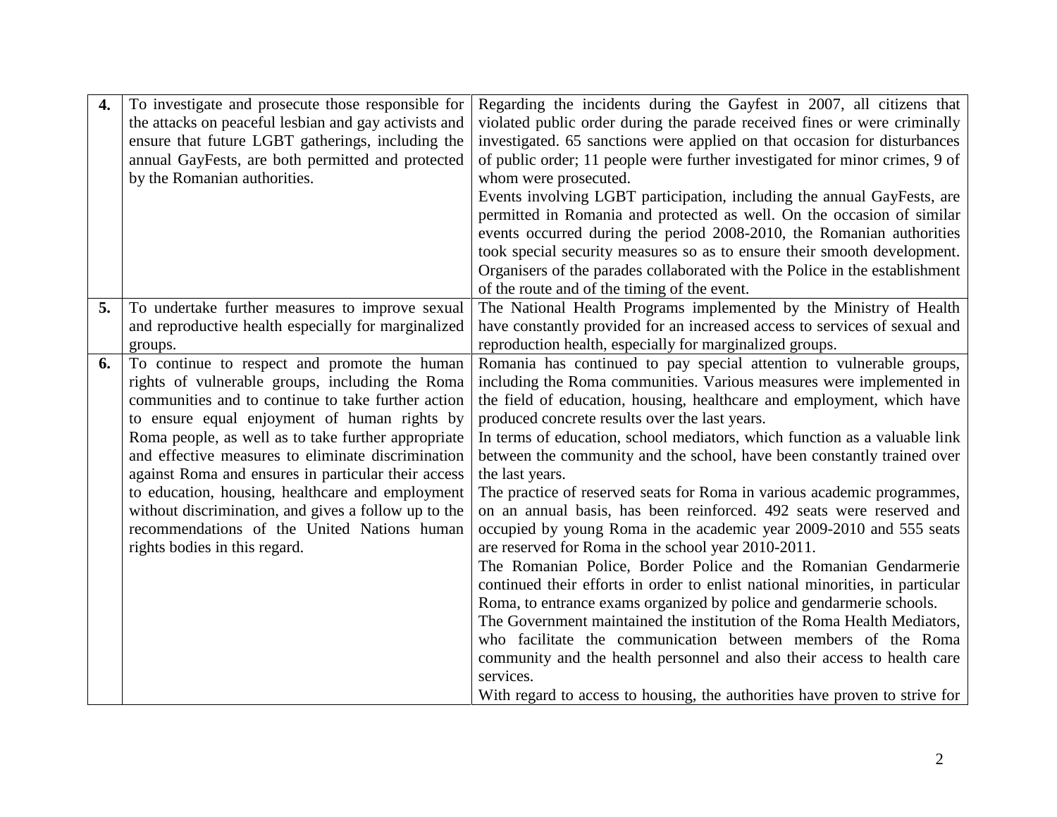| | | |
|---|---|---|
| **4.** | To investigate and prosecute those responsible for the attacks on peaceful lesbian and gay activists and ensure that future LGBT gatherings, including the annual GayFests, are both permitted and protected by the Romanian authorities. | Regarding the incidents during the Gayfest in 2007, all citizens that violated public order during the parade received fines or were criminally investigated. 65 sanctions were applied on that occasion for disturbances of public order; 11 people were further investigated for minor crimes, 9 of whom were prosecuted.<br>Events involving LGBT participation, including the annual GayFests, are permitted in Romania and protected as well. On the occasion of similar events occurred during the period 2008-2010, the Romanian authorities took special security measures so as to ensure their smooth development. Organisers of the parades collaborated with the Police in the establishment of the route and of the timing of the event. |
| **5.** | To undertake further measures to improve sexual and reproductive health especially for marginalized groups. | The National Health Programs implemented by the Ministry of Health have constantly provided for an increased access to services of sexual and reproduction health, especially for marginalized groups. |
| **6.** | To continue to respect and promote the human rights of vulnerable groups, including the Roma communities and to continue to take further action to ensure equal enjoyment of human rights by Roma people, as well as to take further appropriate and effective measures to eliminate discrimination against Roma and ensures in particular their access to education, housing, healthcare and employment without discrimination, and gives a follow up to the recommendations of the United Nations human rights bodies in this regard. | Romania has continued to pay special attention to vulnerable groups, including the Roma communities. Various measures were implemented in the field of education, housing, healthcare and employment, which have produced concrete results over the last years.<br>In terms of education, school mediators, which function as a valuable link between the community and the school, have been constantly trained over the last years.<br>The practice of reserved seats for Roma in various academic programmes, on an annual basis, has been reinforced. 492 seats were reserved and occupied by young Roma in the academic year 2009-2010 and 555 seats are reserved for Roma in the school year 2010-2011.<br>The Romanian Police, Border Police and the Romanian Gendarmerie continued their efforts in order to enlist national minorities, in particular Roma, to entrance exams organized by police and gendarmerie schools.<br>The Government maintained the institution of the Roma Health Mediators, who facilitate the communication between members of the Roma community and the health personnel and also their access to health care services.<br>With regard to access to housing, the authorities have proven to strive for |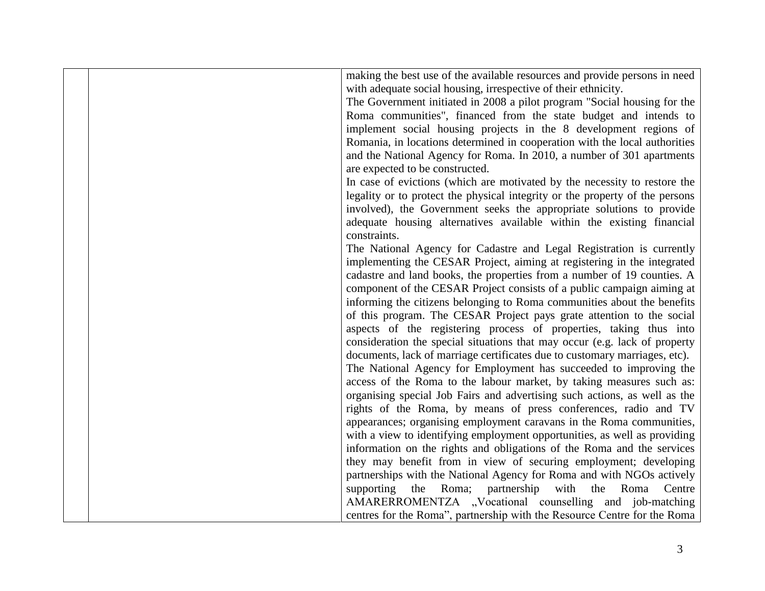| | | |
|---|---|---|
| | | making the best use of the available resources and provide persons in need with adequate social housing, irrespective of their ethnicity.<br>The Government initiated in 2008 a pilot program "Social housing for the Roma communities", financed from the state budget and intends to implement social housing projects in the 8 development regions of Romania, in locations determined in cooperation with the local authorities and the National Agency for Roma. In 2010, a number of 301 apartments are expected to be constructed.<br>In case of evictions (which are motivated by the necessity to restore the legality or to protect the physical integrity or the property of the persons involved), the Government seeks the appropriate solutions to provide adequate housing alternatives available within the existing financial constraints.<br>The National Agency for Cadastre and Legal Registration is currently implementing the CESAR Project, aiming at registering in the integrated cadastre and land books, the properties from a number of 19 counties. A component of the CESAR Project consists of a public campaign aiming at informing the citizens belonging to Roma communities about the benefits of this program. The CESAR Project pays grate attention to the social aspects of the registering process of properties, taking thus into consideration the special situations that may occur (e.g. lack of property documents, lack of marriage certificates due to customary marriages, etc).<br>The National Agency for Employment has succeeded to improving the access of the Roma to the labour market, by taking measures such as: organising special Job Fairs and advertising such actions, as well as the rights of the Roma, by means of press conferences, radio and TV appearances; organising employment caravans in the Roma communities, with a view to identifying employment opportunities, as well as providing information on the rights and obligations of the Roma and the services they may benefit from in view of securing employment; developing partnerships with the National Agency for Roma and with NGOs actively supporting the Roma; partnership with the Roma Centre AMARERROMENTZA „Vocational counselling and job-matching centres for the Roma", partnership with the Resource Centre for the Roma |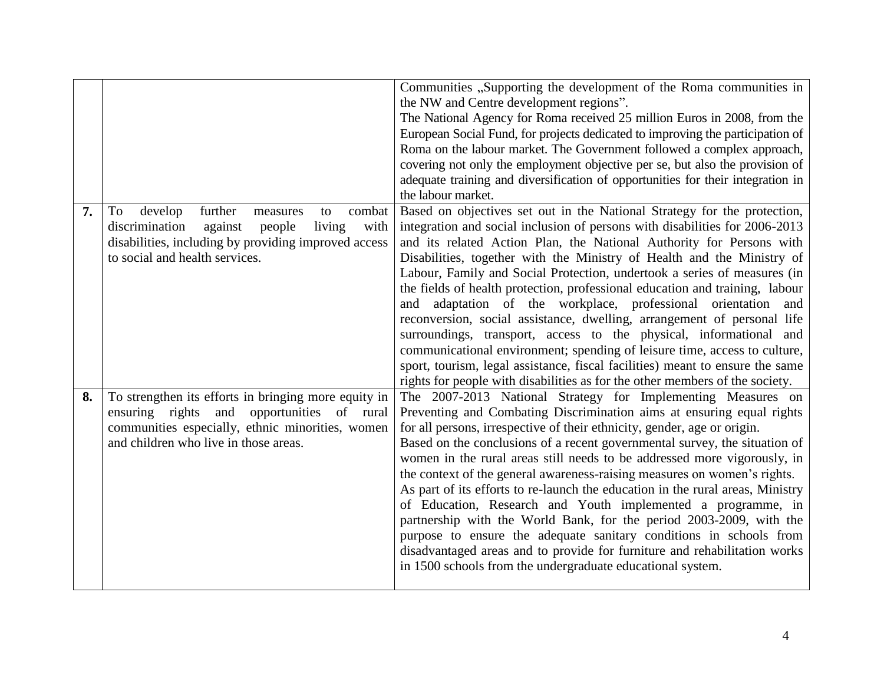| | | |
|---|---|---|
| | | Communities „Supporting the development of the Roma communities in the NW and Centre development regions”.<br>The National Agency for Roma received 25 million Euros in 2008, from the European Social Fund, for projects dedicated to improving the participation of Roma on the labour market. The Government followed a complex approach, covering not only the employment objective per se, but also the provision of adequate training and diversification of opportunities for their integration in the labour market. |
| **7.** | To develop further measures to combat discrimination against people living with disabilities, including by providing improved access to social and health services. | Based on objectives set out in the National Strategy for the protection, integration and social inclusion of persons with disabilities for 2006-2013 and its related Action Plan, the National Authority for Persons with Disabilities, together with the Ministry of Health and the Ministry of Labour, Family and Social Protection, undertook a series of measures (in the fields of health protection, professional education and training, labour and adaptation of the workplace, professional orientation and reconversion, social assistance, dwelling, arrangement of personal life surroundings, transport, access to the physical, informational and communicational environment; spending of leisure time, access to culture, sport, tourism, legal assistance, fiscal facilities) meant to ensure the same rights for people with disabilities as for the other members of the society. |
| **8.** | To strengthen its efforts in bringing more equity in ensuring rights and opportunities of rural communities especially, ethnic minorities, women and children who live in those areas. | The 2007-2013 National Strategy for Implementing Measures on Preventing and Combating Discrimination aims at ensuring equal rights for all persons, irrespective of their ethnicity, gender, age or origin.<br>Based on the conclusions of a recent governmental survey, the situation of women in the rural areas still needs to be addressed more vigorously, in the context of the general awareness-raising measures on women’s rights.<br>As part of its efforts to re-launch the education in the rural areas, Ministry of Education, Research and Youth implemented a programme, in partnership with the World Bank, for the period 2003-2009, with the purpose to ensure the adequate sanitary conditions in schools from disadvantaged areas and to provide for furniture and rehabilitation works in 1500 schools from the undergraduate educational system. |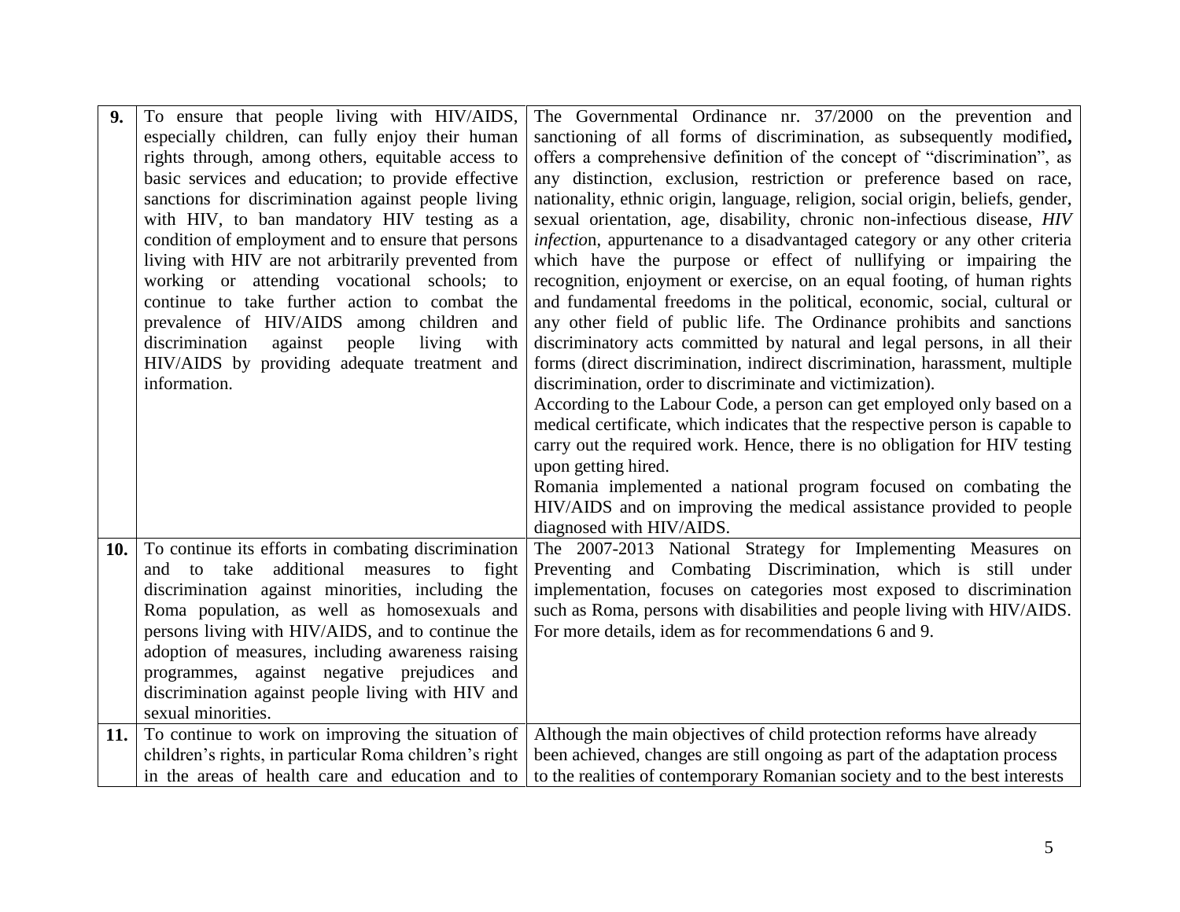| | | |
|---|---|---|
| **9.** | To ensure that people living with HIV/AIDS, especially children, can fully enjoy their human rights through, among others, equitable access to basic services and education; to provide effective sanctions for discrimination against people living with HIV, to ban mandatory HIV testing as a condition of employment and to ensure that persons living with HIV are not arbitrarily prevented from working or attending vocational schools; to continue to take further action to combat the prevalence of HIV/AIDS among children and discrimination against people living with HIV/AIDS by providing adequate treatment and information. | The Governmental Ordinance nr. 37/2000 on the prevention and sanctioning of all forms of discrimination, as subsequently modified**,** offers a comprehensive definition of the concept of "discrimination", as any distinction, exclusion, restriction or preference based on race, nationality, ethnic origin, language, religion, social origin, beliefs, gender, sexual orientation, age, disability, chronic non-infectious disease, *HIV infectio*n, appurtenance to a disadvantaged category or any other criteria which have the purpose or effect of nullifying or impairing the recognition, enjoyment or exercise, on an equal footing, of human rights and fundamental freedoms in the political, economic, social, cultural or any other field of public life. The Ordinance prohibits and sanctions discriminatory acts committed by natural and legal persons, in all their forms (direct discrimination, indirect discrimination, harassment, multiple discrimination, order to discriminate and victimization).<br>According to the Labour Code, a person can get employed only based on a medical certificate, which indicates that the respective person is capable to carry out the required work. Hence, there is no obligation for HIV testing upon getting hired.<br>Romania implemented a national program focused on combating the HIV/AIDS and on improving the medical assistance provided to people diagnosed with HIV/AIDS. |
| **10.** | To continue its efforts in combating discrimination and to take additional measures to fight discrimination against minorities, including the Roma population, as well as homosexuals and persons living with HIV/AIDS, and to continue the adoption of measures, including awareness raising programmes, against negative prejudices and discrimination against people living with HIV and sexual minorities. | The 2007-2013 National Strategy for Implementing Measures on Preventing and Combating Discrimination, which is still under implementation, focuses on categories most exposed to discrimination such as Roma, persons with disabilities and people living with HIV/AIDS. For more details, idem as for recommendations 6 and 9. |
| **11.** | To continue to work on improving the situation of children's rights, in particular Roma children's right in the areas of health care and education and to | Although the main objectives of child protection reforms have already been achieved, changes are still ongoing as part of the adaptation process to the realities of contemporary Romanian society and to the best interests |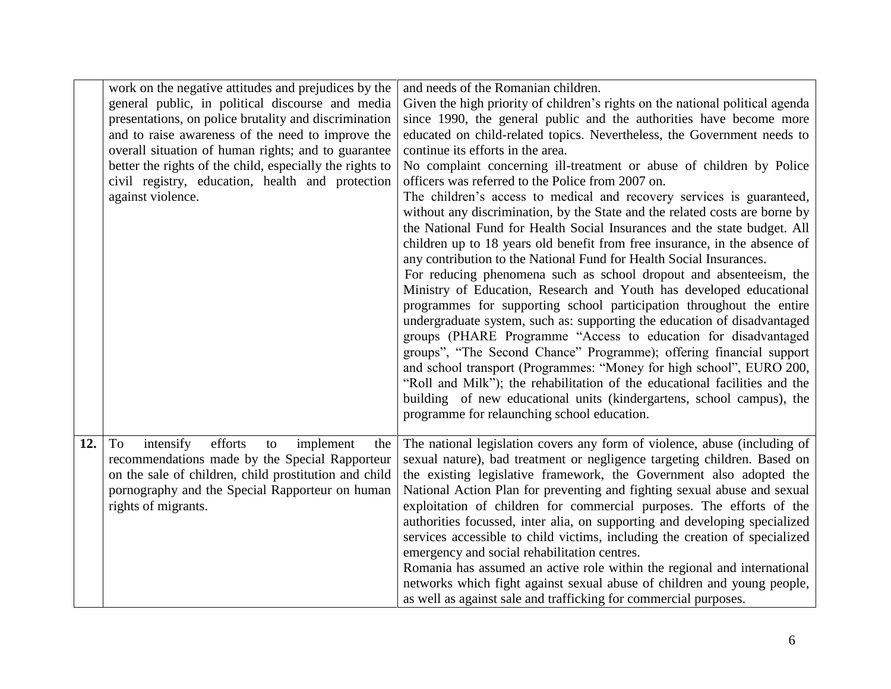|  |  |  |
|---|---|---|
|  | work on the negative attitudes and prejudices by the general public, in political discourse and media presentations, on police brutality and discrimination and to raise awareness of the need to improve the overall situation of human rights; and to guarantee better the rights of the child, especially the rights to civil registry, education, health and protection against violence. | and needs of the Romanian children.<br>Given the high priority of children's rights on the national political agenda since 1990, the general public and the authorities have become more educated on child-related topics. Nevertheless, the Government needs to continue its efforts in the area.<br>No complaint concerning ill-treatment or abuse of children by Police officers was referred to the Police from 2007 on.<br>The children's access to medical and recovery services is guaranteed, without any discrimination, by the State and the related costs are borne by the National Fund for Health Social Insurances and the state budget. All children up to 18 years old benefit from free insurance, in the absence of any contribution to the National Fund for Health Social Insurances.<br>For reducing phenomena such as school dropout and absenteeism, the Ministry of Education, Research and Youth has developed educational programmes for supporting school participation throughout the entire undergraduate system, such as: supporting the education of disadvantaged groups (PHARE Programme "Access to education for disadvantaged groups", "The Second Chance" Programme); offering financial support and school transport (Programmes: "Money for high school", EURO 200, "Roll and Milk"); the rehabilitation of the educational facilities and the building of new educational units (kindergartens, school campus), the programme for relaunching school education. |
| **12.** | To intensify efforts to implement the recommendations made by the Special Rapporteur on the sale of children, child prostitution and child pornography and the Special Rapporteur on human rights of migrants. | The national legislation covers any form of violence, abuse (including of sexual nature), bad treatment or negligence targeting children. Based on the existing legislative framework, the Government also adopted the National Action Plan for preventing and fighting sexual abuse and sexual exploitation of children for commercial purposes. The efforts of the authorities focussed, inter alia, on supporting and developing specialized services accessible to child victims, including the creation of specialized emergency and social rehabilitation centres.<br>Romania has assumed an active role within the regional and international networks which fight against sexual abuse of children and young people, as well as against sale and trafficking for commercial purposes. |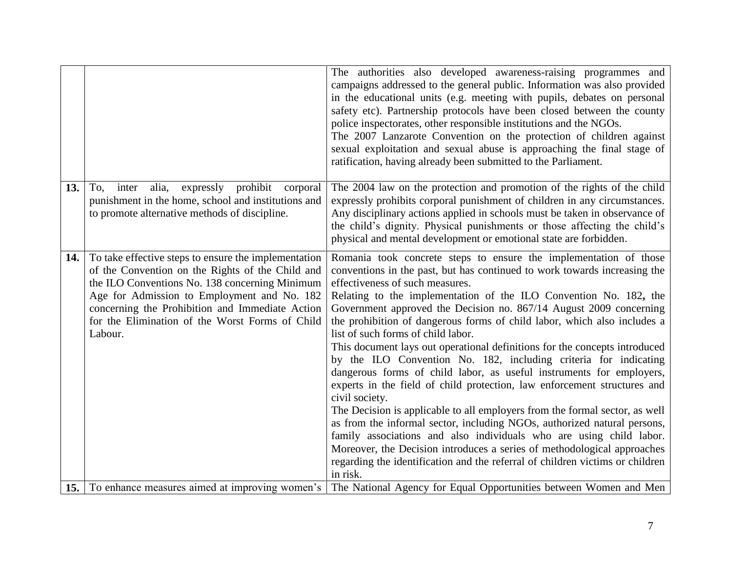| | | |
|---|---|---|
| | | The authorities also developed awareness-raising programmes and campaigns addressed to the general public. Information was also provided in the educational units (e.g. meeting with pupils, debates on personal safety etc). Partnership protocols have been closed between the county police inspectorates, other responsible institutions and the NGOs.<br>The 2007 Lanzarote Convention on the protection of children against sexual exploitation and sexual abuse is approaching the final stage of ratification, having already been submitted to the Parliament. |
| **13.** | To, inter alia, expressly prohibit corporal punishment in the home, school and institutions and to promote alternative methods of discipline. | The 2004 law on the protection and promotion of the rights of the child expressly prohibits corporal punishment of children in any circumstances. Any disciplinary actions applied in schools must be taken in observance of the child's dignity. Physical punishments or those affecting the child's physical and mental development or emotional state are forbidden. |
| **14.** | To take effective steps to ensure the implementation of the Convention on the Rights of the Child and the ILO Conventions No. 138 concerning Minimum Age for Admission to Employment and No. 182 concerning the Prohibition and Immediate Action for the Elimination of the Worst Forms of Child Labour. | Romania took concrete steps to ensure the implementation of those conventions in the past, but has continued to work towards increasing the effectiveness of such measures.<br>Relating to the implementation of the ILO Convention No. 182**,** the Government approved the Decision no. 867/14 August 2009 concerning the prohibition of dangerous forms of child labor, which also includes a list of such forms of child labor.<br>This document lays out operational definitions for the concepts introduced by the ILO Convention No. 182, including criteria for indicating dangerous forms of child labor, as useful instruments for employers, experts in the field of child protection, law enforcement structures and civil society.<br>The Decision is applicable to all employers from the formal sector, as well as from the informal sector, including NGOs, authorized natural persons, family associations and also individuals who are using child labor. Moreover, the Decision introduces a series of methodological approaches regarding the identification and the referral of children victims or children in risk. |
| **15.** | To enhance measures aimed at improving women's | The National Agency for Equal Opportunities between Women and Men |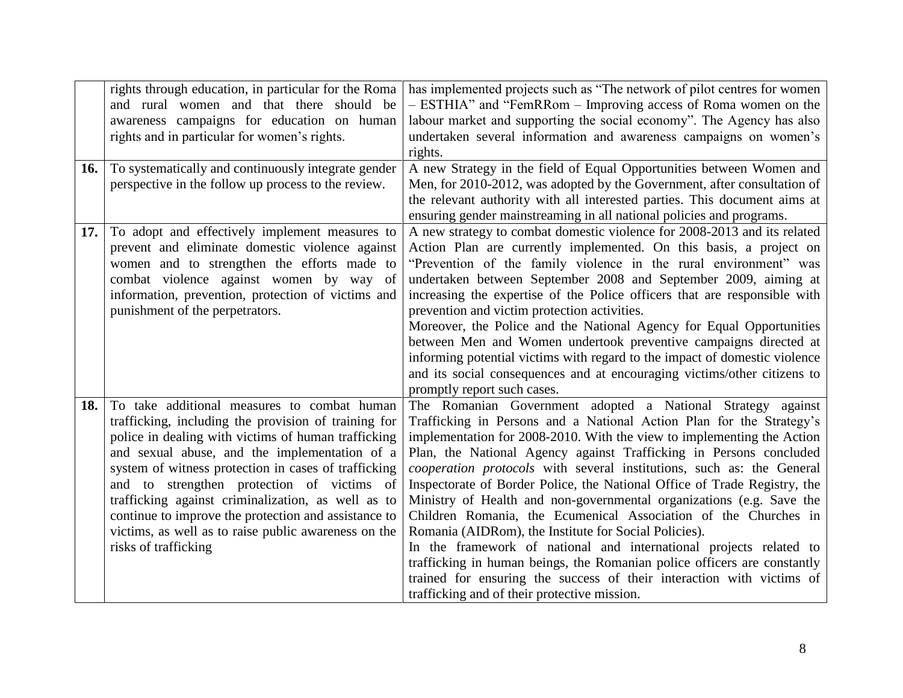| | | |
|---|---|---|
| | rights through education, in particular for the Roma and rural women and that there should be awareness campaigns for education on human rights and in particular for women's rights. | has implemented projects such as "The network of pilot centres for women – ESTHIA" and "FemRRom – Improving access of Roma women on the labour market and supporting the social economy". The Agency has also undertaken several information and awareness campaigns on women's rights. |
| **16.** | To systematically and continuously integrate gender perspective in the follow up process to the review. | A new Strategy in the field of Equal Opportunities between Women and Men, for 2010-2012, was adopted by the Government, after consultation of the relevant authority with all interested parties. This document aims at ensuring gender mainstreaming in all national policies and programs. |
| **17.** | To adopt and effectively implement measures to prevent and eliminate domestic violence against women and to strengthen the efforts made to combat violence against women by way of information, prevention, protection of victims and punishment of the perpetrators. | A new strategy to combat domestic violence for 2008-2013 and its related Action Plan are currently implemented. On this basis, a project on "Prevention of the family violence in the rural environment" was undertaken between September 2008 and September 2009, aiming at increasing the expertise of the Police officers that are responsible with prevention and victim protection activities.<br>Moreover, the Police and the National Agency for Equal Opportunities between Men and Women undertook preventive campaigns directed at informing potential victims with regard to the impact of domestic violence and its social consequences and at encouraging victims/other citizens to promptly report such cases. |
| **18.** | To take additional measures to combat human trafficking, including the provision of training for police in dealing with victims of human trafficking and sexual abuse, and the implementation of a system of witness protection in cases of trafficking and to strengthen protection of victims of trafficking against criminalization, as well as to continue to improve the protection and assistance to victims, as well as to raise public awareness on the risks of trafficking | The Romanian Government adopted a National Strategy against Trafficking in Persons and a National Action Plan for the Strategy's implementation for 2008-2010. With the view to implementing the Action Plan, the National Agency against Trafficking in Persons concluded *cooperation protocols* with several institutions, such as: the General Inspectorate of Border Police, the National Office of Trade Registry, the Ministry of Health and non-governmental organizations (e.g. Save the Children Romania, the Ecumenical Association of the Churches in Romania (AIDRom), the Institute for Social Policies).<br>In the framework of national and international projects related to trafficking in human beings, the Romanian police officers are constantly trained for ensuring the success of their interaction with victims of trafficking and of their protective mission. |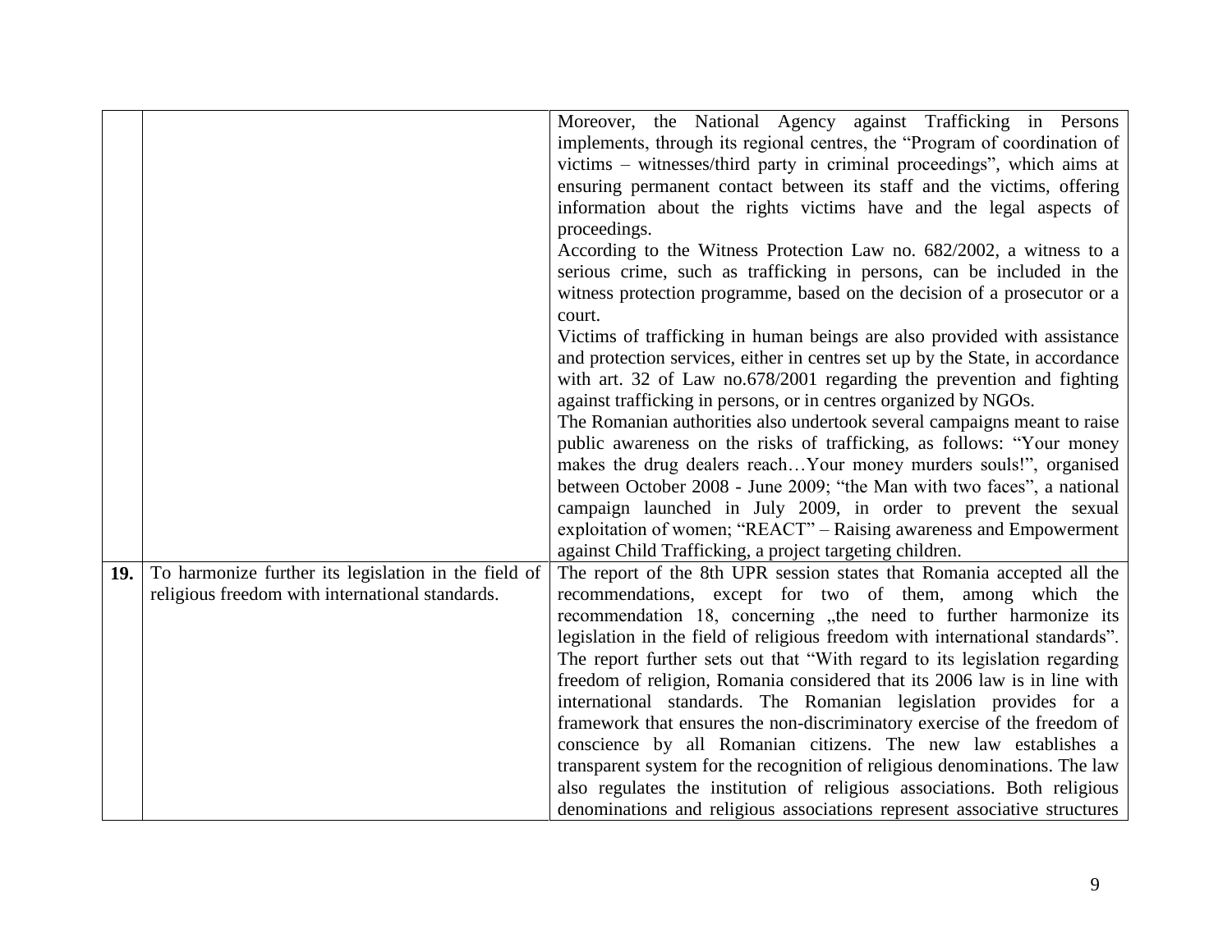|  |  |  |
| --- | --- | --- |
|  |  | Moreover, the National Agency against Trafficking in Persons implements, through its regional centres, the "Program of coordination of victims – witnesses/third party in criminal proceedings", which aims at ensuring permanent contact between its staff and the victims, offering information about the rights victims have and the legal aspects of proceedings.<br>According to the Witness Protection Law no. 682/2002, a witness to a serious crime, such as trafficking in persons, can be included in the witness protection programme, based on the decision of a prosecutor or a court.<br>Victims of trafficking in human beings are also provided with assistance and protection services, either in centres set up by the State, in accordance with art. 32 of Law no.678/2001 regarding the prevention and fighting against trafficking in persons, or in centres organized by NGOs.<br>The Romanian authorities also undertook several campaigns meant to raise public awareness on the risks of trafficking, as follows: "Your money makes the drug dealers reach…Your money murders souls!", organised between October 2008 - June 2009; "the Man with two faces", a national campaign launched in July 2009, in order to prevent the sexual exploitation of women; "REACT" – Raising awareness and Empowerment against Child Trafficking, a project targeting children. |
| **19.** | To harmonize further its legislation in the field of religious freedom with international standards. | The report of the 8th UPR session states that Romania accepted all the recommendations, except for two of them, among which the recommendation 18, concerning „the need to further harmonize its legislation in the field of religious freedom with international standards". The report further sets out that "With regard to its legislation regarding freedom of religion, Romania considered that its 2006 law is in line with international standards. The Romanian legislation provides for a framework that ensures the non-discriminatory exercise of the freedom of conscience by all Romanian citizens. The new law establishes a transparent system for the recognition of religious denominations. The law also regulates the institution of religious associations. Both religious denominations and religious associations represent associative structures |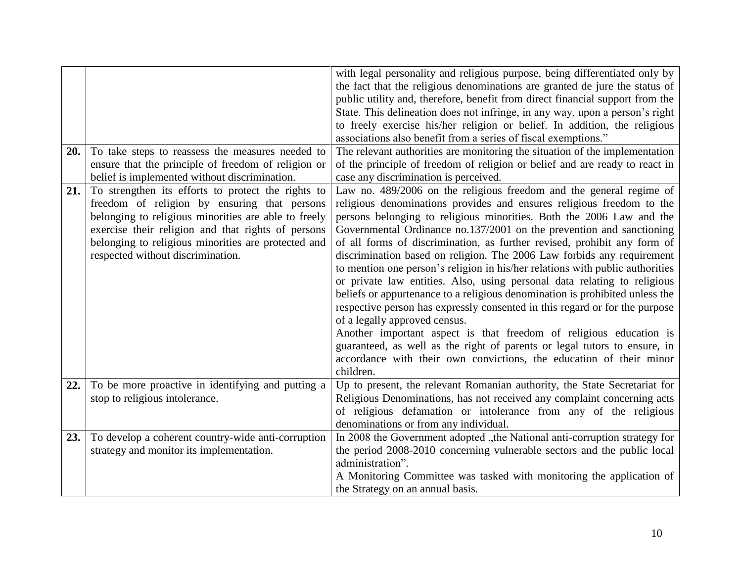| | | |
|---|---|---|
| | | with legal personality and religious purpose, being differentiated only by the fact that the religious denominations are granted de jure the status of public utility and, therefore, benefit from direct financial support from the State. This delineation does not infringe, in any way, upon a person's right to freely exercise his/her religion or belief. In addition, the religious associations also benefit from a series of fiscal exemptions." |
| **20.** | To take steps to reassess the measures needed to ensure that the principle of freedom of religion or belief is implemented without discrimination. | The relevant authorities are monitoring the situation of the implementation of the principle of freedom of religion or belief and are ready to react in case any discrimination is perceived. |
| **21.** | To strengthen its efforts to protect the rights to freedom of religion by ensuring that persons belonging to religious minorities are able to freely exercise their religion and that rights of persons belonging to religious minorities are protected and respected without discrimination. | Law no. 489/2006 on the religious freedom and the general regime of religious denominations provides and ensures religious freedom to the persons belonging to religious minorities. Both the 2006 Law and the Governmental Ordinance no.137/2001 on the prevention and sanctioning of all forms of discrimination, as further revised, prohibit any form of discrimination based on religion. The 2006 Law forbids any requirement to mention one person's religion in his/her relations with public authorities or private law entities. Also, using personal data relating to religious beliefs or appurtenance to a religious denomination is prohibited unless the respective person has expressly consented in this regard or for the purpose of a legally approved census.<br>Another important aspect is that freedom of religious education is guaranteed, as well as the right of parents or legal tutors to ensure, in accordance with their own convictions, the education of their minor children. |
| **22.** | To be more proactive in identifying and putting a stop to religious intolerance. | Up to present, the relevant Romanian authority, the State Secretariat for Religious Denominations, has not received any complaint concerning acts of religious defamation or intolerance from any of the religious denominations or from any individual. |
| **23.** | To develop a coherent country-wide anti-corruption strategy and monitor its implementation. | In 2008 the Government adopted „the National anti-corruption strategy for the period 2008-2010 concerning vulnerable sectors and the public local administration".<br>A Monitoring Committee was tasked with monitoring the application of the Strategy on an annual basis. |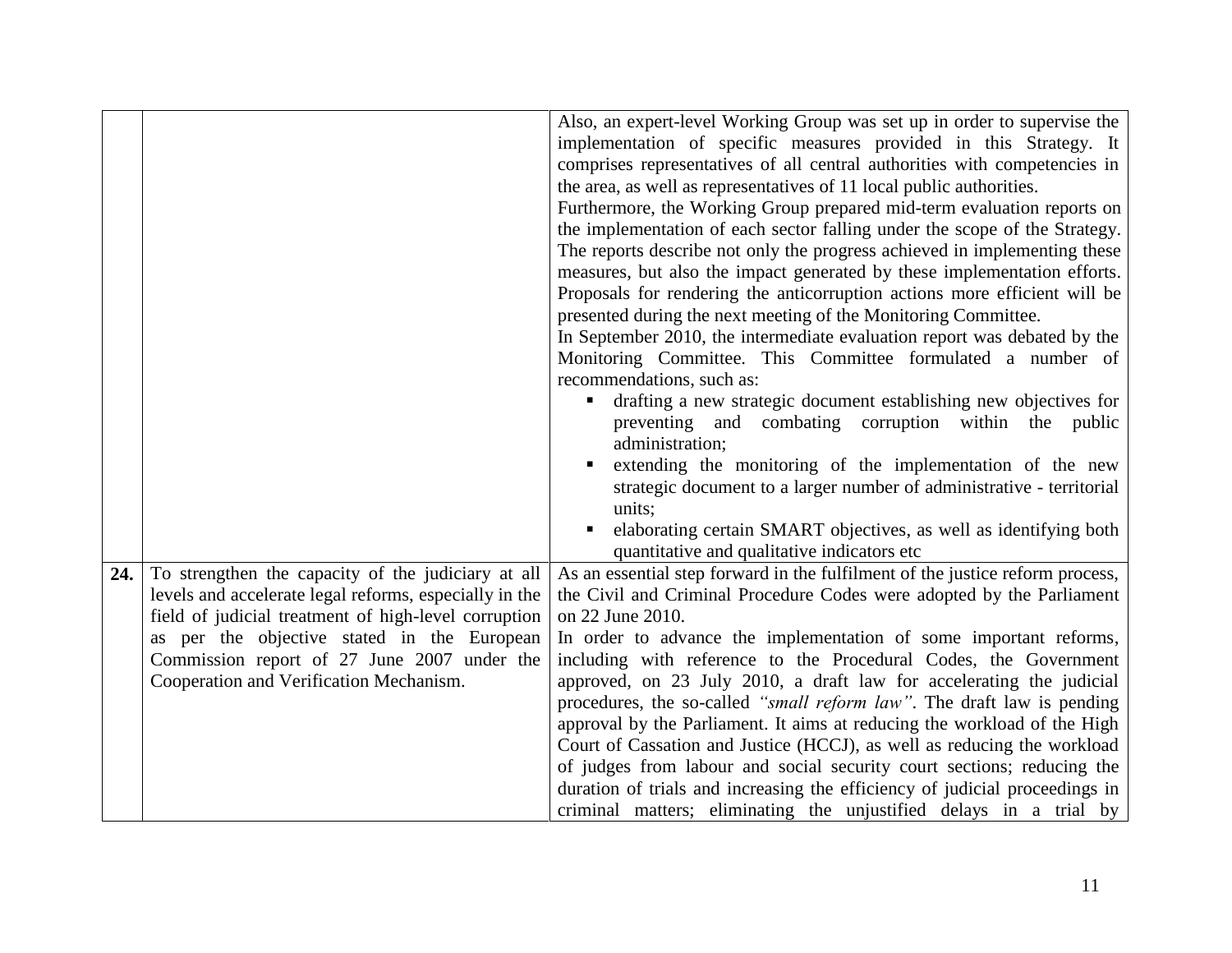| | | |
|---|---|---|
| | | Also, an expert-level Working Group was set up in order to supervise the implementation of specific measures provided in this Strategy. It comprises representatives of all central authorities with competencies in the area, as well as representatives of 11 local public authorities.<br>Furthermore, the Working Group prepared mid-term evaluation reports on the implementation of each sector falling under the scope of the Strategy. The reports describe not only the progress achieved in implementing these measures, but also the impact generated by these implementation efforts. Proposals for rendering the anticorruption actions more efficient will be presented during the next meeting of the Monitoring Committee.<br>In September 2010, the intermediate evaluation report was debated by the Monitoring Committee. This Committee formulated a number of recommendations, such as:<br>▪ drafting a new strategic document establishing new objectives for preventing and combating corruption within the public administration;<br>▪ extending the monitoring of the implementation of the new strategic document to a larger number of administrative - territorial units;<br>▪ elaborating certain SMART objectives, as well as identifying both quantitative and qualitative indicators etc |
| **24.** | To strengthen the capacity of the judiciary at all levels and accelerate legal reforms, especially in the field of judicial treatment of high-level corruption as per the objective stated in the European Commission report of 27 June 2007 under the Cooperation and Verification Mechanism. | As an essential step forward in the fulfilment of the justice reform process, the Civil and Criminal Procedure Codes were adopted by the Parliament on 22 June 2010.<br>In order to advance the implementation of some important reforms, including with reference to the Procedural Codes, the Government approved, on 23 July 2010, a draft law for accelerating the judicial procedures, the so-called *"small reform law"*. The draft law is pending approval by the Parliament. It aims at reducing the workload of the High Court of Cassation and Justice (HCCJ), as well as reducing the workload of judges from labour and social security court sections; reducing the duration of trials and increasing the efficiency of judicial proceedings in criminal matters; eliminating the unjustified delays in a trial by |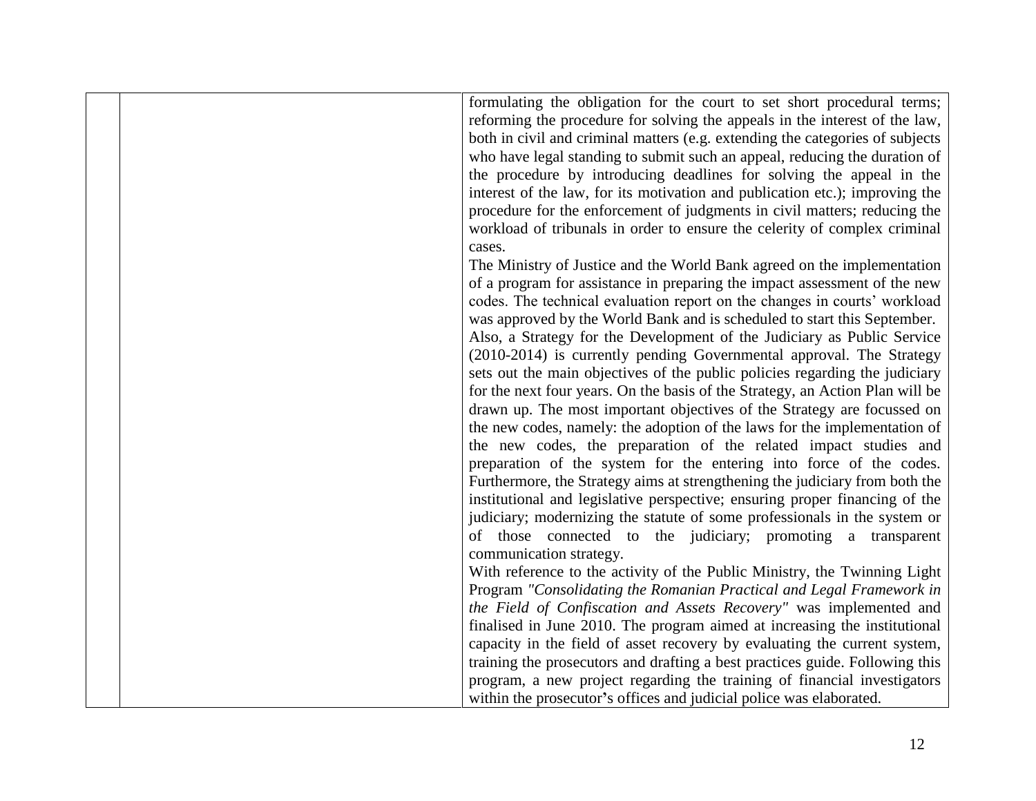| | | |
|---|---|---|
| | | formulating the obligation for the court to set short procedural terms; reforming the procedure for solving the appeals in the interest of the law, both in civil and criminal matters (e.g. extending the categories of subjects who have legal standing to submit such an appeal, reducing the duration of the procedure by introducing deadlines for solving the appeal in the interest of the law, for its motivation and publication etc.); improving the procedure for the enforcement of judgments in civil matters; reducing the workload of tribunals in order to ensure the celerity of complex criminal cases.<br>The Ministry of Justice and the World Bank agreed on the implementation of a program for assistance in preparing the impact assessment of the new codes. The technical evaluation report on the changes in courts' workload was approved by the World Bank and is scheduled to start this September.<br>Also, a Strategy for the Development of the Judiciary as Public Service (2010-2014) is currently pending Governmental approval. The Strategy sets out the main objectives of the public policies regarding the judiciary for the next four years. On the basis of the Strategy, an Action Plan will be drawn up. The most important objectives of the Strategy are focussed on the new codes, namely: the adoption of the laws for the implementation of the new codes, the preparation of the related impact studies and preparation of the system for the entering into force of the codes. Furthermore, the Strategy aims at strengthening the judiciary from both the institutional and legislative perspective; ensuring proper financing of the judiciary; modernizing the statute of some professionals in the system or of those connected to the judiciary; promoting a transparent communication strategy.<br>With reference to the activity of the Public Ministry, the Twinning Light Program *"Consolidating the Romanian Practical and Legal Framework in the Field of Confiscation and Assets Recovery"* was implemented and finalised in June 2010. The program aimed at increasing the institutional capacity in the field of asset recovery by evaluating the current system, training the prosecutors and drafting a best practices guide. Following this program, a new project regarding the training of financial investigators within the prosecutor's offices and judicial police was elaborated. |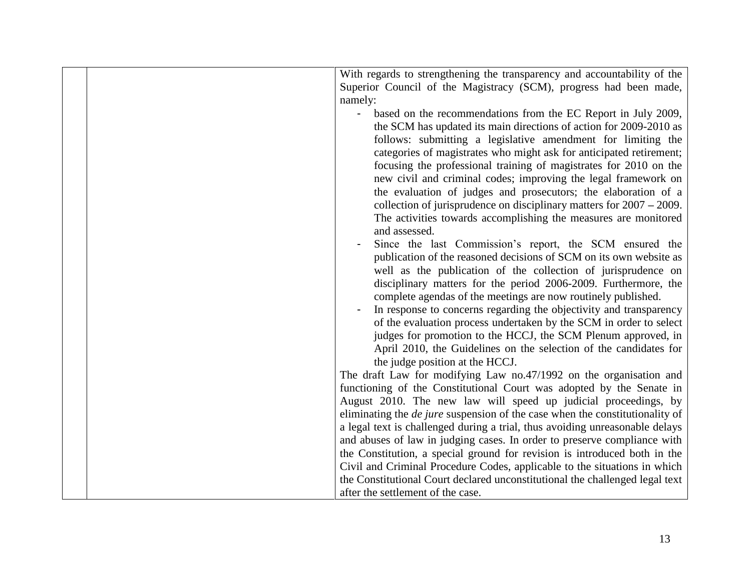| | | |
|---|---|---|
| | | With regards to strengthening the transparency and accountability of the Superior Council of the Magistracy (SCM), progress had been made, namely:<br>- based on the recommendations from the EC Report in July 2009, the SCM has updated its main directions of action for 2009-2010 as follows: submitting a legislative amendment for limiting the categories of magistrates who might ask for anticipated retirement; focusing the professional training of magistrates for 2010 on the new civil and criminal codes; improving the legal framework on the evaluation of judges and prosecutors; the elaboration of a collection of jurisprudence on disciplinary matters for 2007 – 2009. The activities towards accomplishing the measures are monitored and assessed.<br>- Since the last Commission's report, the SCM ensured the publication of the reasoned decisions of SCM on its own website as well as the publication of the collection of jurisprudence on disciplinary matters for the period 2006-2009. Furthermore, the complete agendas of the meetings are now routinely published.<br>- In response to concerns regarding the objectivity and transparency of the evaluation process undertaken by the SCM in order to select judges for promotion to the HCCJ, the SCM Plenum approved, in April 2010, the Guidelines on the selection of the candidates for the judge position at the HCCJ.<br>The draft Law for modifying Law no.47/1992 on the organisation and functioning of the Constitutional Court was adopted by the Senate in August 2010. The new law will speed up judicial proceedings, by eliminating the *de jure* suspension of the case when the constitutionality of a legal text is challenged during a trial, thus avoiding unreasonable delays and abuses of law in judging cases. In order to preserve compliance with the Constitution, a special ground for revision is introduced both in the Civil and Criminal Procedure Codes, applicable to the situations in which the Constitutional Court declared unconstitutional the challenged legal text after the settlement of the case. |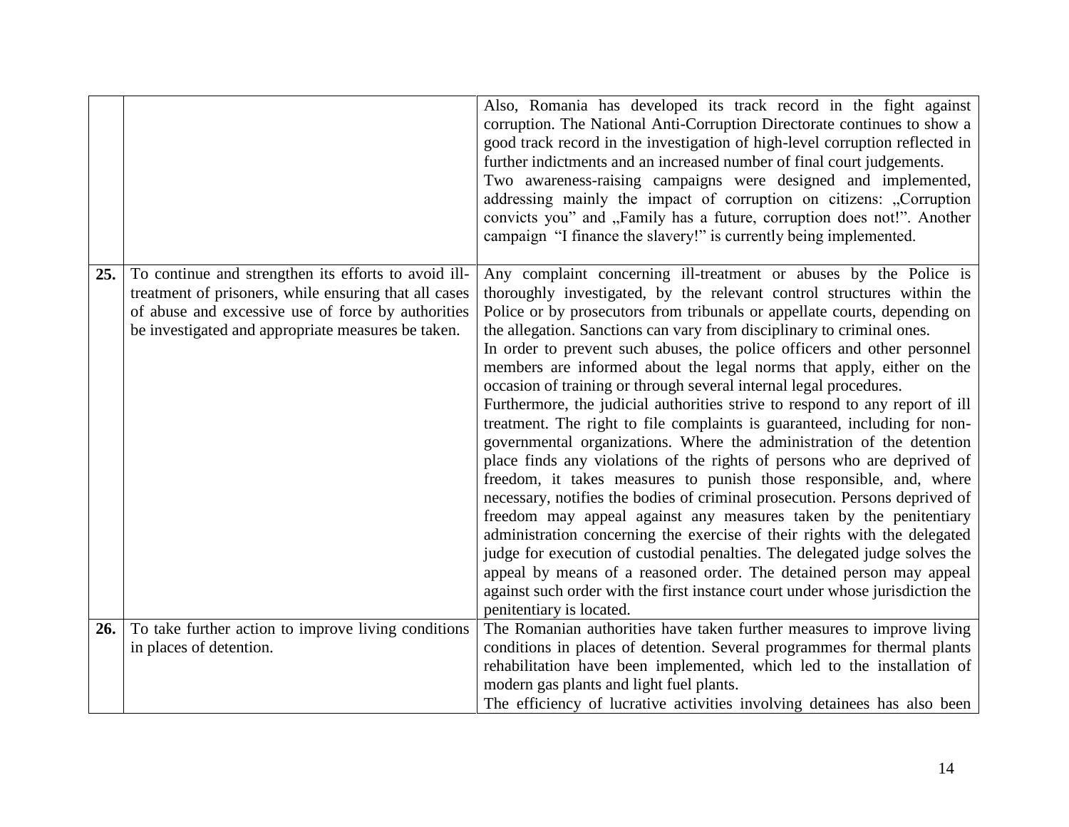| | | |
|---|---|---|
| | | Also, Romania has developed its track record in the fight against corruption. The National Anti-Corruption Directorate continues to show a good track record in the investigation of high-level corruption reflected in further indictments and an increased number of final court judgements.<br>Two awareness-raising campaigns were designed and implemented, addressing mainly the impact of corruption on citizens: „Corruption convicts you" and „Family has a future, corruption does not!". Another campaign "I finance the slavery!" is currently being implemented. |
| **25.** | To continue and strengthen its efforts to avoid ill-treatment of prisoners, while ensuring that all cases of abuse and excessive use of force by authorities be investigated and appropriate measures be taken. | Any complaint concerning ill-treatment or abuses by the Police is thoroughly investigated, by the relevant control structures within the Police or by prosecutors from tribunals or appellate courts, depending on the allegation. Sanctions can vary from disciplinary to criminal ones.<br>In order to prevent such abuses, the police officers and other personnel members are informed about the legal norms that apply, either on the occasion of training or through several internal legal procedures.<br>Furthermore, the judicial authorities strive to respond to any report of ill treatment. The right to file complaints is guaranteed, including for non-governmental organizations. Where the administration of the detention place finds any violations of the rights of persons who are deprived of freedom, it takes measures to punish those responsible, and, where necessary, notifies the bodies of criminal prosecution. Persons deprived of freedom may appeal against any measures taken by the penitentiary administration concerning the exercise of their rights with the delegated judge for execution of custodial penalties. The delegated judge solves the appeal by means of a reasoned order. The detained person may appeal against such order with the first instance court under whose jurisdiction the penitentiary is located. |
| **26.** | To take further action to improve living conditions in places of detention. | The Romanian authorities have taken further measures to improve living conditions in places of detention. Several programmes for thermal plants rehabilitation have been implemented, which led to the installation of modern gas plants and light fuel plants.<br>The efficiency of lucrative activities involving detainees has also been |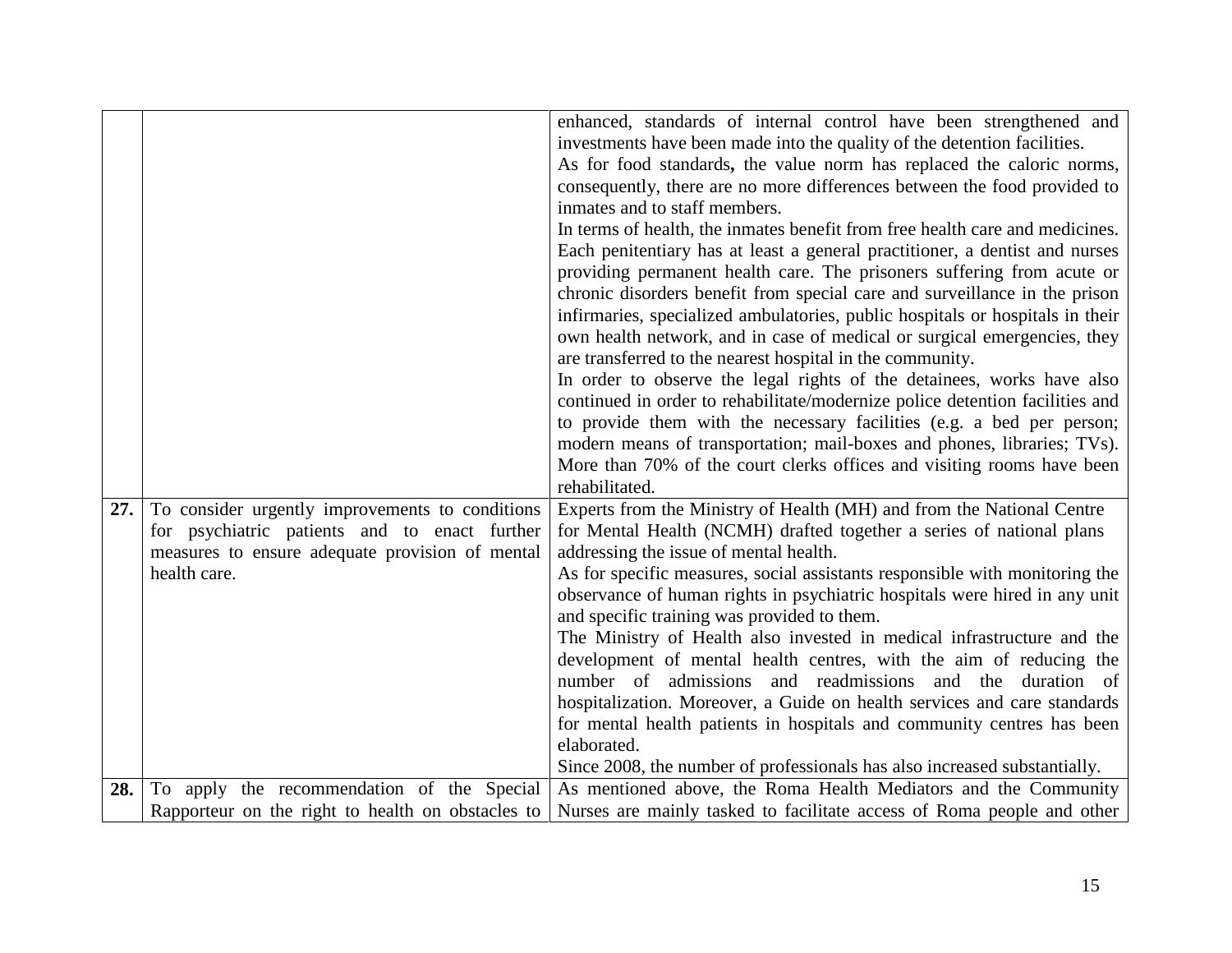| | | |
|---|---|---|
| | | enhanced, standards of internal control have been strengthened and investments have been made into the quality of the detention facilities.<br>As for food standards**,** the value norm has replaced the caloric norms, consequently, there are no more differences between the food provided to inmates and to staff members.<br>In terms of health, the inmates benefit from free health care and medicines. Each penitentiary has at least a general practitioner, a dentist and nurses providing permanent health care. The prisoners suffering from acute or chronic disorders benefit from special care and surveillance in the prison infirmaries, specialized ambulatories, public hospitals or hospitals in their own health network, and in case of medical or surgical emergencies, they are transferred to the nearest hospital in the community.<br>In order to observe the legal rights of the detainees, works have also continued in order to rehabilitate/modernize police detention facilities and to provide them with the necessary facilities (e.g. a bed per person; modern means of transportation; mail-boxes and phones, libraries; TVs). More than 70% of the court clerks offices and visiting rooms have been rehabilitated. |
| **27.** | To consider urgently improvements to conditions for psychiatric patients and to enact further measures to ensure adequate provision of mental health care. | Experts from the Ministry of Health (MH) and from the National Centre for Mental Health (NCMH) drafted together a series of national plans addressing the issue of mental health.<br>As for specific measures, social assistants responsible with monitoring the observance of human rights in psychiatric hospitals were hired in any unit and specific training was provided to them.<br>The Ministry of Health also invested in medical infrastructure and the development of mental health centres, with the aim of reducing the number of admissions and readmissions and the duration of hospitalization. Moreover, a Guide on health services and care standards for mental health patients in hospitals and community centres has been elaborated.<br>Since 2008, the number of professionals has also increased substantially. |
| **28.** | To apply the recommendation of the Special Rapporteur on the right to health on obstacles to | As mentioned above, the Roma Health Mediators and the Community Nurses are mainly tasked to facilitate access of Roma people and other |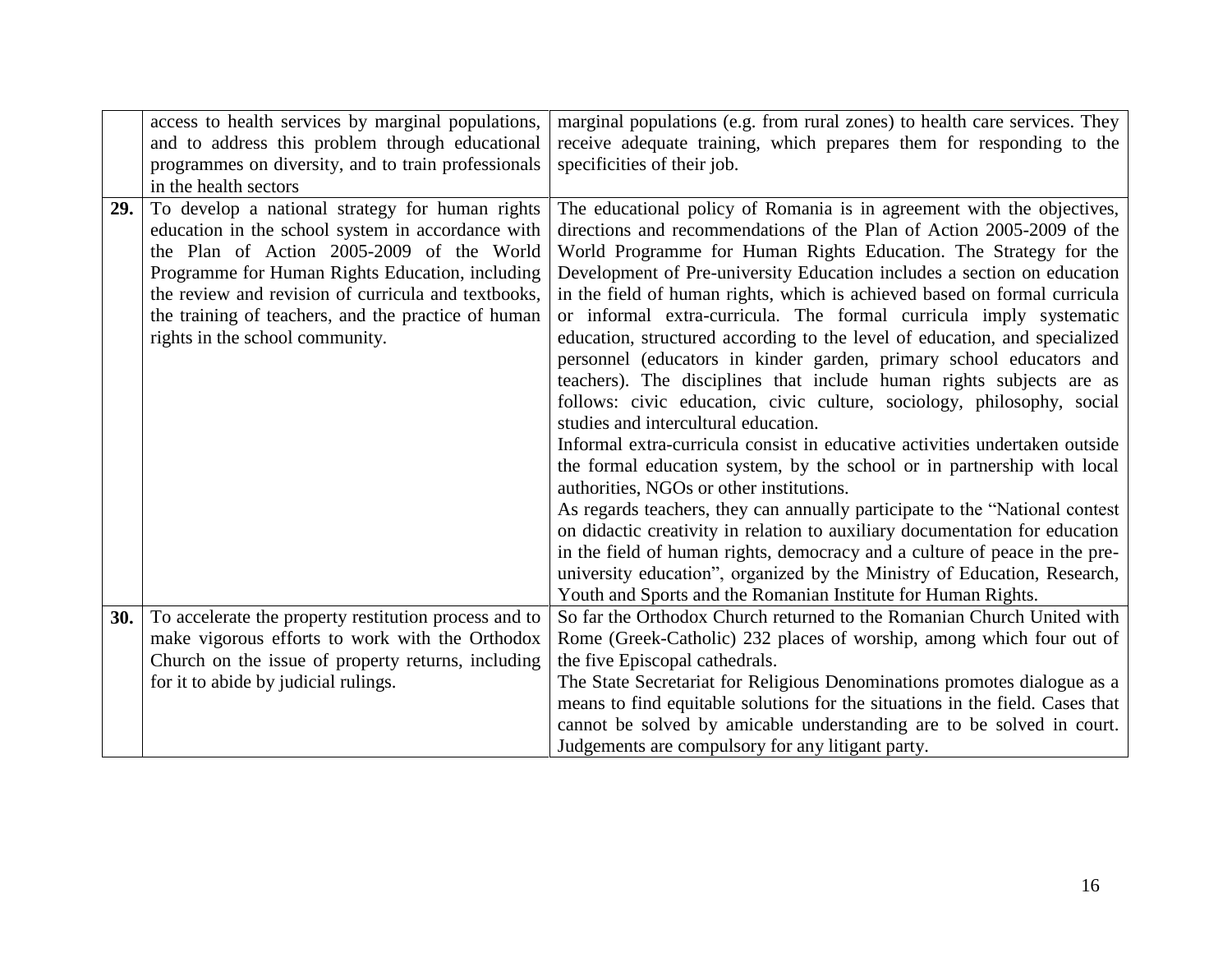| | | |
|---|---|---|
| | access to health services by marginal populations, and to address this problem through educational programmes on diversity, and to train professionals in the health sectors | marginal populations (e.g. from rural zones) to health care services. They receive adequate training, which prepares them for responding to the specificities of their job. |
| **29.** | To develop a national strategy for human rights education in the school system in accordance with the Plan of Action 2005-2009 of the World Programme for Human Rights Education, including the review and revision of curricula and textbooks, the training of teachers, and the practice of human rights in the school community. | The educational policy of Romania is in agreement with the objectives, directions and recommendations of the Plan of Action 2005-2009 of the World Programme for Human Rights Education. The Strategy for the Development of Pre-university Education includes a section on education in the field of human rights, which is achieved based on formal curricula or informal extra-curricula. The formal curricula imply systematic education, structured according to the level of education, and specialized personnel (educators in kinder garden, primary school educators and teachers). The disciplines that include human rights subjects are as follows: civic education, civic culture, sociology, philosophy, social studies and intercultural education.<br>Informal extra-curricula consist in educative activities undertaken outside the formal education system, by the school or in partnership with local authorities, NGOs or other institutions.<br>As regards teachers, they can annually participate to the "National contest on didactic creativity in relation to auxiliary documentation for education in the field of human rights, democracy and a culture of peace in the pre-university education", organized by the Ministry of Education, Research, Youth and Sports and the Romanian Institute for Human Rights. |
| **30.** | To accelerate the property restitution process and to make vigorous efforts to work with the Orthodox Church on the issue of property returns, including for it to abide by judicial rulings. | So far the Orthodox Church returned to the Romanian Church United with Rome (Greek-Catholic) 232 places of worship, among which four out of the five Episcopal cathedrals.<br>The State Secretariat for Religious Denominations promotes dialogue as a means to find equitable solutions for the situations in the field. Cases that cannot be solved by amicable understanding are to be solved in court. Judgements are compulsory for any litigant party. |